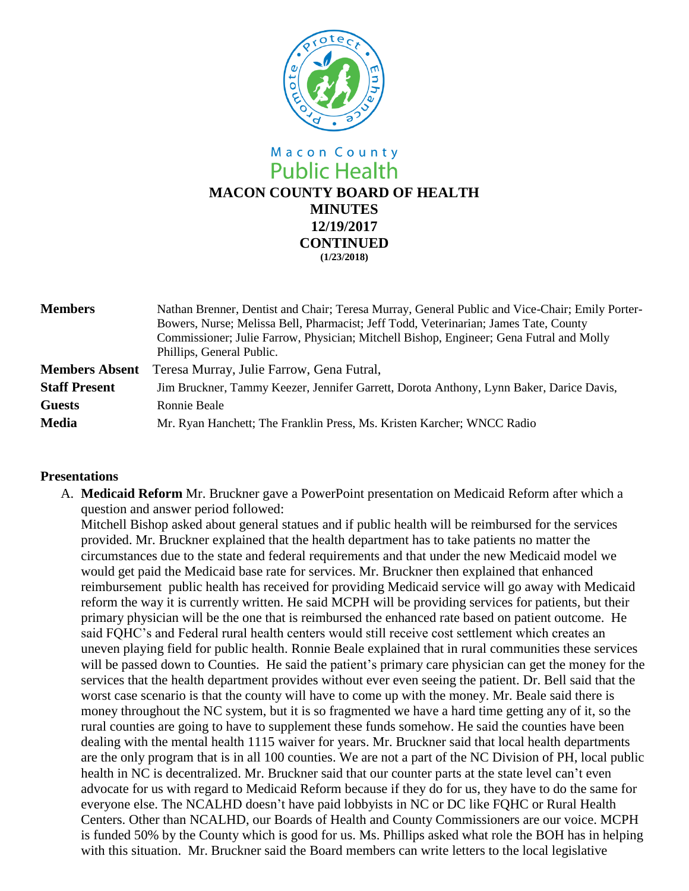Macon County
Public Health

# MACON COUNTY BOARD OF HEALTH
## MINUTES
## 12/19/2017
## CONTINUED
**(1/23/2018)**

| | |
|---|---|
| **Members** | Nathan Brenner, Dentist and Chair; Teresa Murray, General Public and Vice-Chair; Emily Porter-Bowers, Nurse; Melissa Bell, Pharmacist; Jeff Todd, Veterinarian; James Tate, County Commissioner; Julie Farrow, Physician; Mitchell Bishop, Engineer; Gena Futral and Molly Phillips, General Public. |
| **Members Absent** | Teresa Murray, Julie Farrow, Gena Futral, |
| **Staff Present** | Jim Bruckner, Tammy Keezer, Jennifer Garrett, Dorota Anthony, Lynn Baker, Darice Davis, |
| **Guests** | Ronnie Beale |
| **Media** | Mr. Ryan Hanchett; The Franklin Press, Ms. Kristen Karcher; WNCC Radio |

### Presentations

A. **Medicaid Reform** Mr. Bruckner gave a PowerPoint presentation on Medicaid Reform after which a question and answer period followed:
Mitchell Bishop asked about general statues and if public health will be reimbursed for the services provided. Mr. Bruckner explained that the health department has to take patients no matter the circumstances due to the state and federal requirements and that under the new Medicaid model we would get paid the Medicaid base rate for services. Mr. Bruckner then explained that enhanced reimbursement public health has received for providing Medicaid service will go away with Medicaid reform the way it is currently written. He said MCPH will be providing services for patients, but their primary physician will be the one that is reimbursed the enhanced rate based on patient outcome. He said FQHC's and Federal rural health centers would still receive cost settlement which creates an uneven playing field for public health. Ronnie Beale explained that in rural communities these services will be passed down to Counties. He said the patient's primary care physician can get the money for the services that the health department provides without ever even seeing the patient. Dr. Bell said that the worst case scenario is that the county will have to come up with the money. Mr. Beale said there is money throughout the NC system, but it is so fragmented we have a hard time getting any of it, so the rural counties are going to have to supplement these funds somehow. He said the counties have been dealing with the mental health 1115 waiver for years. Mr. Bruckner said that local health departments are the only program that is in all 100 counties. We are not a part of the NC Division of PH, local public health in NC is decentralized. Mr. Bruckner said that our counter parts at the state level can't even advocate for us with regard to Medicaid Reform because if they do for us, they have to do the same for everyone else. The NCALHD doesn't have paid lobbyists in NC or DC like FQHC or Rural Health Centers. Other than NCALHD, our Boards of Health and County Commissioners are our voice. MCPH is funded 50% by the County which is good for us. Ms. Phillips asked what role the BOH has in helping with this situation. Mr. Bruckner said the Board members can write letters to the local legislative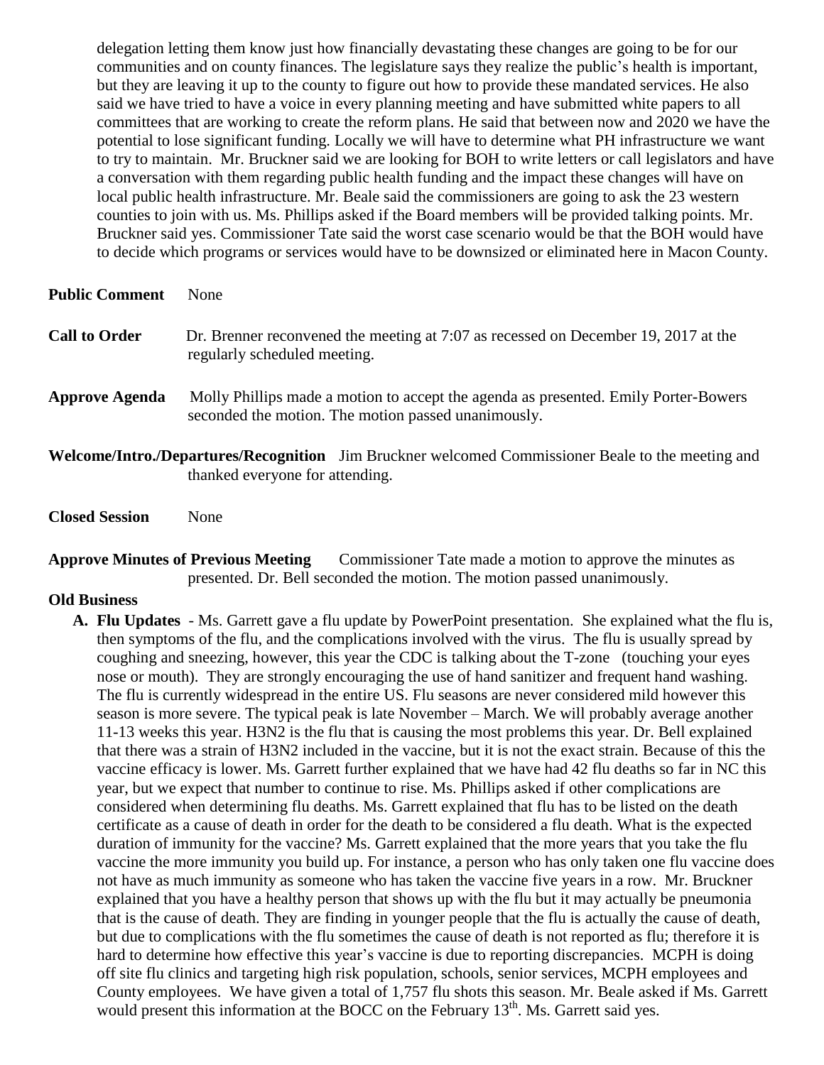delegation letting them know just how financially devastating these changes are going to be for our communities and on county finances. The legislature says they realize the public's health is important, but they are leaving it up to the county to figure out how to provide these mandated services. He also said we have tried to have a voice in every planning meeting and have submitted white papers to all committees that are working to create the reform plans. He said that between now and 2020 we have the potential to lose significant funding. Locally we will have to determine what PH infrastructure we want to try to maintain. Mr. Bruckner said we are looking for BOH to write letters or call legislators and have a conversation with them regarding public health funding and the impact these changes will have on local public health infrastructure. Mr. Beale said the commissioners are going to ask the 23 western counties to join with us. Ms. Phillips asked if the Board members will be provided talking points. Mr. Bruckner said yes. Commissioner Tate said the worst case scenario would be that the BOH would have to decide which programs or services would have to be downsized or eliminated here in Macon County.

**Public Comment** None

**Call to Order** Dr. Brenner reconvened the meeting at 7:07 as recessed on December 19, 2017 at the regularly scheduled meeting.

**Approve Agenda** Molly Phillips made a motion to accept the agenda as presented. Emily Porter-Bowers seconded the motion. The motion passed unanimously.

**Welcome/Intro./Departures/Recognition** Jim Bruckner welcomed Commissioner Beale to the meeting and thanked everyone for attending.

**Closed Session** None

**Approve Minutes of Previous Meeting** Commissioner Tate made a motion to approve the minutes as presented. Dr. Bell seconded the motion. The motion passed unanimously.

**Old Business**

A. **Flu Updates** - Ms. Garrett gave a flu update by PowerPoint presentation. She explained what the flu is, then symptoms of the flu, and the complications involved with the virus. The flu is usually spread by coughing and sneezing, however, this year the CDC is talking about the T-zone (touching your eyes nose or mouth). They are strongly encouraging the use of hand sanitizer and frequent hand washing. The flu is currently widespread in the entire US. Flu seasons are never considered mild however this season is more severe. The typical peak is late November – March. We will probably average another 11-13 weeks this year. H3N2 is the flu that is causing the most problems this year. Dr. Bell explained that there was a strain of H3N2 included in the vaccine, but it is not the exact strain. Because of this the vaccine efficacy is lower. Ms. Garrett further explained that we have had 42 flu deaths so far in NC this year, but we expect that number to continue to rise. Ms. Phillips asked if other complications are considered when determining flu deaths. Ms. Garrett explained that flu has to be listed on the death certificate as a cause of death in order for the death to be considered a flu death. What is the expected duration of immunity for the vaccine? Ms. Garrett explained that the more years that you take the flu vaccine the more immunity you build up. For instance, a person who has only taken one flu vaccine does not have as much immunity as someone who has taken the vaccine five years in a row. Mr. Bruckner explained that you have a healthy person that shows up with the flu but it may actually be pneumonia that is the cause of death. They are finding in younger people that the flu is actually the cause of death, but due to complications with the flu sometimes the cause of death is not reported as flu; therefore it is hard to determine how effective this year's vaccine is due to reporting discrepancies. MCPH is doing off site flu clinics and targeting high risk population, schools, senior services, MCPH employees and County employees. We have given a total of 1,757 flu shots this season. Mr. Beale asked if Ms. Garrett would present this information at the BOCC on the February 13th. Ms. Garrett said yes.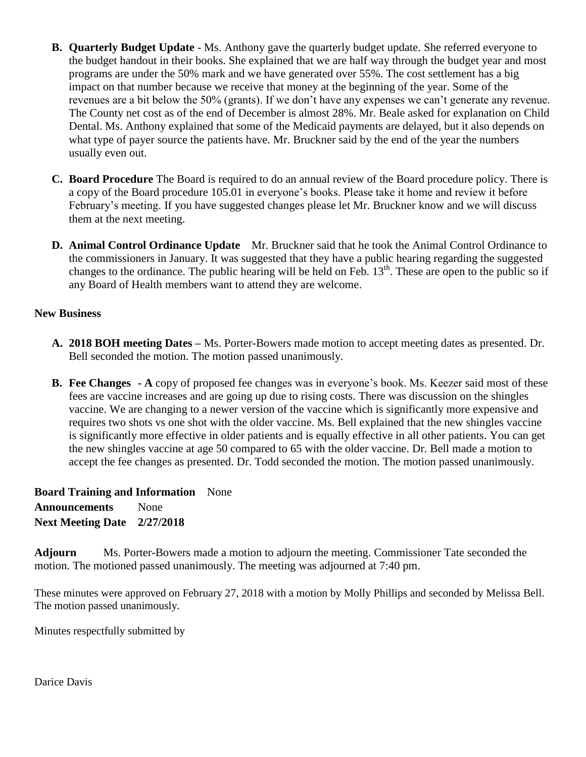B. **Quarterly Budget Update** - Ms. Anthony gave the quarterly budget update. She referred everyone to the budget handout in their books. She explained that we are half way through the budget year and most programs are under the 50% mark and we have generated over 55%. The cost settlement has a big impact on that number because we receive that money at the beginning of the year. Some of the revenues are a bit below the 50% (grants). If we don't have any expenses we can't generate any revenue. The County net cost as of the end of December is almost 28%. Mr. Beale asked for explanation on Child Dental. Ms. Anthony explained that some of the Medicaid payments are delayed, but it also depends on what type of payer source the patients have. Mr. Bruckner said by the end of the year the numbers usually even out.

C. **Board Procedure** The Board is required to do an annual review of the Board procedure policy. There is a copy of the Board procedure 105.01 in everyone's books. Please take it home and review it before February's meeting. If you have suggested changes please let Mr. Bruckner know and we will discuss them at the next meeting.

D. **Animal Control Ordinance Update** Mr. Bruckner said that he took the Animal Control Ordinance to the commissioners in January. It was suggested that they have a public hearing regarding the suggested changes to the ordinance. The public hearing will be held on Feb. 13th. These are open to the public so if any Board of Health members want to attend they are welcome.

**New Business**

A. **2018 BOH meeting Dates –** Ms. Porter-Bowers made motion to accept meeting dates as presented. Dr. Bell seconded the motion. The motion passed unanimously.

B. **Fee Changes - A** copy of proposed fee changes was in everyone's book. Ms. Keezer said most of these fees are vaccine increases and are going up due to rising costs. There was discussion on the shingles vaccine. We are changing to a newer version of the vaccine which is significantly more expensive and requires two shots vs one shot with the older vaccine. Ms. Bell explained that the new shingles vaccine is significantly more effective in older patients and is equally effective in all other patients. You can get the new shingles vaccine at age 50 compared to 65 with the older vaccine. Dr. Bell made a motion to accept the fee changes as presented. Dr. Todd seconded the motion. The motion passed unanimously.

**Board Training and Information** None
**Announcements** None
**Next Meeting Date 2/27/2018**

**Adjourn** Ms. Porter-Bowers made a motion to adjourn the meeting. Commissioner Tate seconded the motion. The motioned passed unanimously. The meeting was adjourned at 7:40 pm.

These minutes were approved on February 27, 2018 with a motion by Molly Phillips and seconded by Melissa Bell. The motion passed unanimously.

Minutes respectfully submitted by

Darice Davis